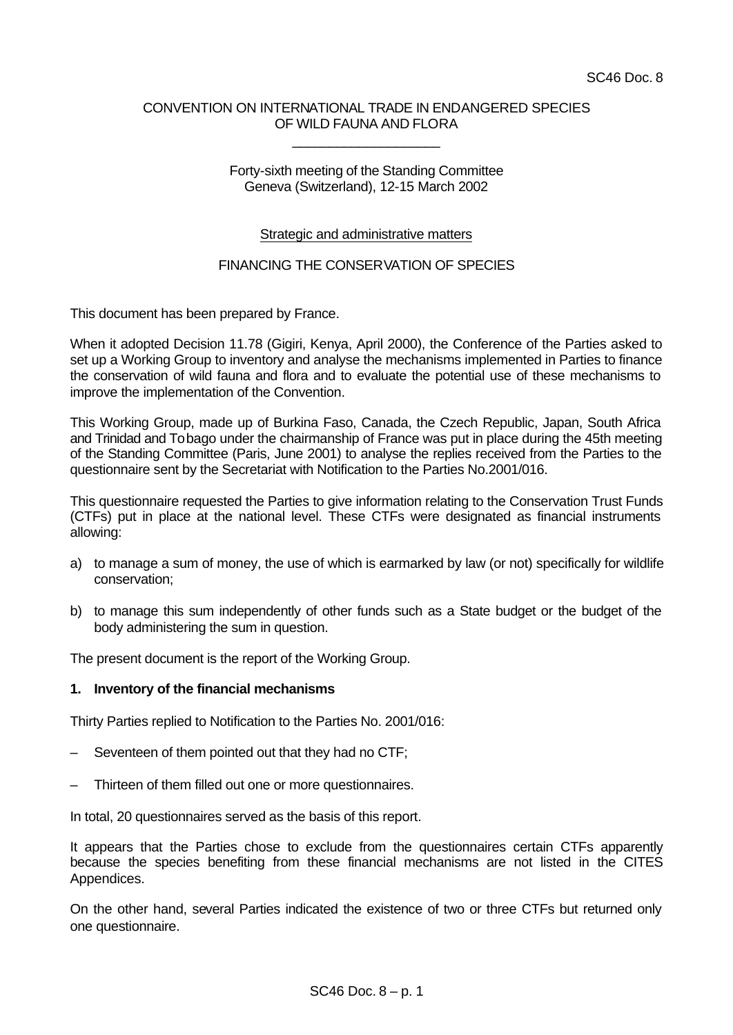SC46 Doc. 8

CONVENTION ON INTERNATIONAL TRADE IN ENDANGERED SPECIES OF WILD FAUNA AND FLORA

---

Forty-sixth meeting of the Standing Committee
Geneva (Switzerland), 12-15 March 2002

Strategic and administrative matters

FINANCING THE CONSERVATION OF SPECIES

This document has been prepared by France.

When it adopted Decision 11.78 (Gigiri, Kenya, April 2000), the Conference of the Parties asked to set up a Working Group to inventory and analyse the mechanisms implemented in Parties to finance the conservation of wild fauna and flora and to evaluate the potential use of these mechanisms to improve the implementation of the Convention.

This Working Group, made up of Burkina Faso, Canada, the Czech Republic, Japan, South Africa and Trinidad and Tobago under the chairmanship of France was put in place during the 45th meeting of the Standing Committee (Paris, June 2001) to analyse the replies received from the Parties to the questionnaire sent by the Secretariat with Notification to the Parties No.2001/016.

This questionnaire requested the Parties to give information relating to the Conservation Trust Funds (CTFs) put in place at the national level. These CTFs were designated as financial instruments allowing:

a) to manage a sum of money, the use of which is earmarked by law (or not) specifically for wildlife conservation;

b) to manage this sum independently of other funds such as a State budget or the budget of the body administering the sum in question.

The present document is the report of the Working Group.

**1. Inventory of the financial mechanisms**

Thirty Parties replied to Notification to the Parties No. 2001/016:

– Seventeen of them pointed out that they had no CTF;

– Thirteen of them filled out one or more questionnaires.

In total, 20 questionnaires served as the basis of this report.

It appears that the Parties chose to exclude from the questionnaires certain CTFs apparently because the species benefiting from these financial mechanisms are not listed in the CITES Appendices.

On the other hand, several Parties indicated the existence of two or three CTFs but returned only one questionnaire.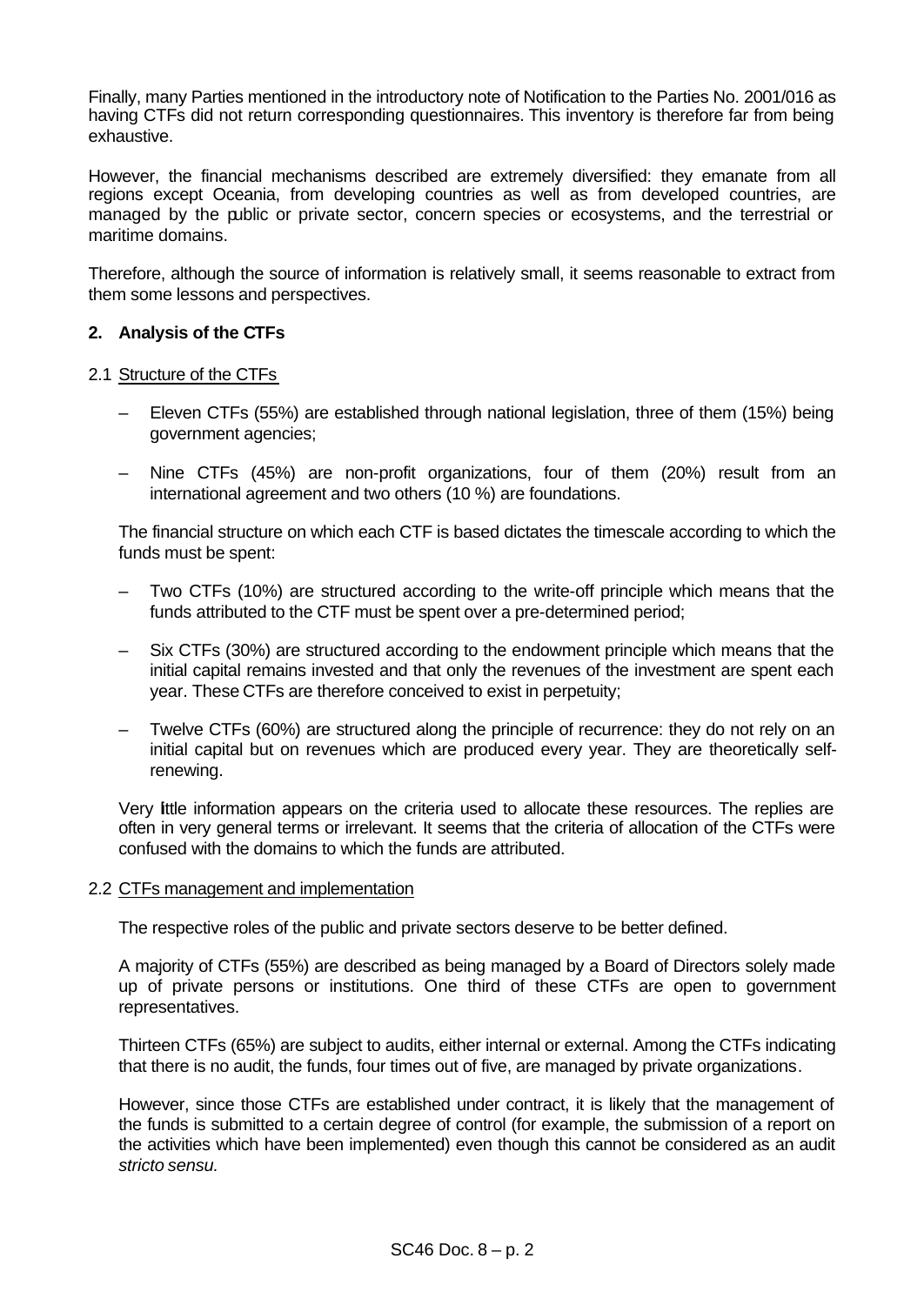Finally, many Parties mentioned in the introductory note of Notification to the Parties No. 2001/016 as having CTFs did not return corresponding questionnaires. This inventory is therefore far from being exhaustive.

However, the financial mechanisms described are extremely diversified: they emanate from all regions except Oceania, from developing countries as well as from developed countries, are managed by the public or private sector, concern species or ecosystems, and the terrestrial or maritime domains.

Therefore, although the source of information is relatively small, it seems reasonable to extract from them some lessons and perspectives.

## 2. Analysis of the CTFs

### 2.1 Structure of the CTFs

- Eleven CTFs (55%) are established through national legislation, three of them (15%) being government agencies;
- Nine CTFs (45%) are non-profit organizations, four of them (20%) result from an international agreement and two others (10 %) are foundations.

The financial structure on which each CTF is based dictates the timescale according to which the funds must be spent:

- Two CTFs (10%) are structured according to the write-off principle which means that the funds attributed to the CTF must be spent over a pre-determined period;
- Six CTFs (30%) are structured according to the endowment principle which means that the initial capital remains invested and that only the revenues of the investment are spent each year. These CTFs are therefore conceived to exist in perpetuity;
- Twelve CTFs (60%) are structured along the principle of recurrence: they do not rely on an initial capital but on revenues which are produced every year. They are theoretically self-renewing.

Very little information appears on the criteria used to allocate these resources. The replies are often in very general terms or irrelevant. It seems that the criteria of allocation of the CTFs were confused with the domains to which the funds are attributed.

### 2.2 CTFs management and implementation

The respective roles of the public and private sectors deserve to be better defined.

A majority of CTFs (55%) are described as being managed by a Board of Directors solely made up of private persons or institutions. One third of these CTFs are open to government representatives.

Thirteen CTFs (65%) are subject to audits, either internal or external. Among the CTFs indicating that there is no audit, the funds, four times out of five, are managed by private organizations.

However, since those CTFs are established under contract, it is likely that the management of the funds is submitted to a certain degree of control (for example, the submission of a report on the activities which have been implemented) even though this cannot be considered as an audit *stricto sensu.*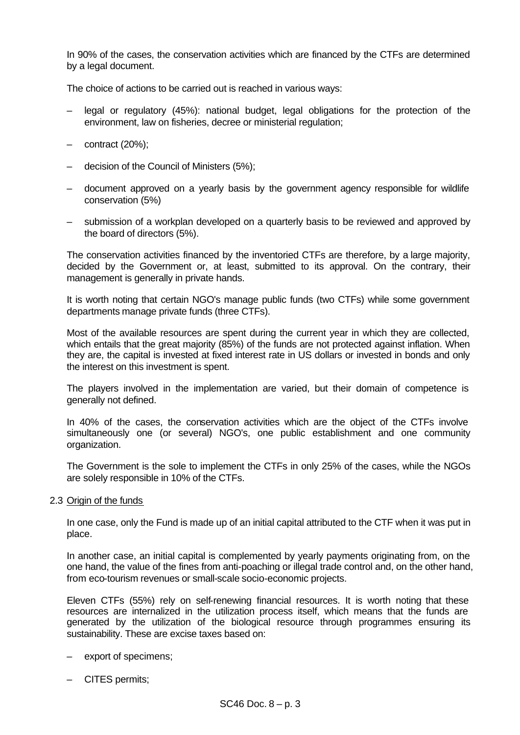In 90% of the cases, the conservation activities which are financed by the CTFs are determined by a legal document.

The choice of actions to be carried out is reached in various ways:

- legal or regulatory (45%): national budget, legal obligations for the protection of the environment, law on fisheries, decree or ministerial regulation;
- contract (20%);
- decision of the Council of Ministers (5%);
- document approved on a yearly basis by the government agency responsible for wildlife conservation (5%)
- submission of a workplan developed on a quarterly basis to be reviewed and approved by the board of directors (5%).

The conservation activities financed by the inventoried CTFs are therefore, by a large majority, decided by the Government or, at least, submitted to its approval. On the contrary, their management is generally in private hands.

It is worth noting that certain NGO's manage public funds (two CTFs) while some government departments manage private funds (three CTFs).

Most of the available resources are spent during the current year in which they are collected, which entails that the great majority (85%) of the funds are not protected against inflation. When they are, the capital is invested at fixed interest rate in US dollars or invested in bonds and only the interest on this investment is spent.

The players involved in the implementation are varied, but their domain of competence is generally not defined.

In 40% of the cases, the conservation activities which are the object of the CTFs involve simultaneously one (or several) NGO's, one public establishment and one community organization.

The Government is the sole to implement the CTFs in only 25% of the cases, while the NGOs are solely responsible in 10% of the CTFs.

### 2.3 Origin of the funds

In one case, only the Fund is made up of an initial capital attributed to the CTF when it was put in place.

In another case, an initial capital is complemented by yearly payments originating from, on the one hand, the value of the fines from anti-poaching or illegal trade control and, on the other hand, from eco-tourism revenues or small-scale socio-economic projects.

Eleven CTFs (55%) rely on self-renewing financial resources. It is worth noting that these resources are internalized in the utilization process itself, which means that the funds are generated by the utilization of the biological resource through programmes ensuring its sustainability. These are excise taxes based on:

- export of specimens;
- CITES permits;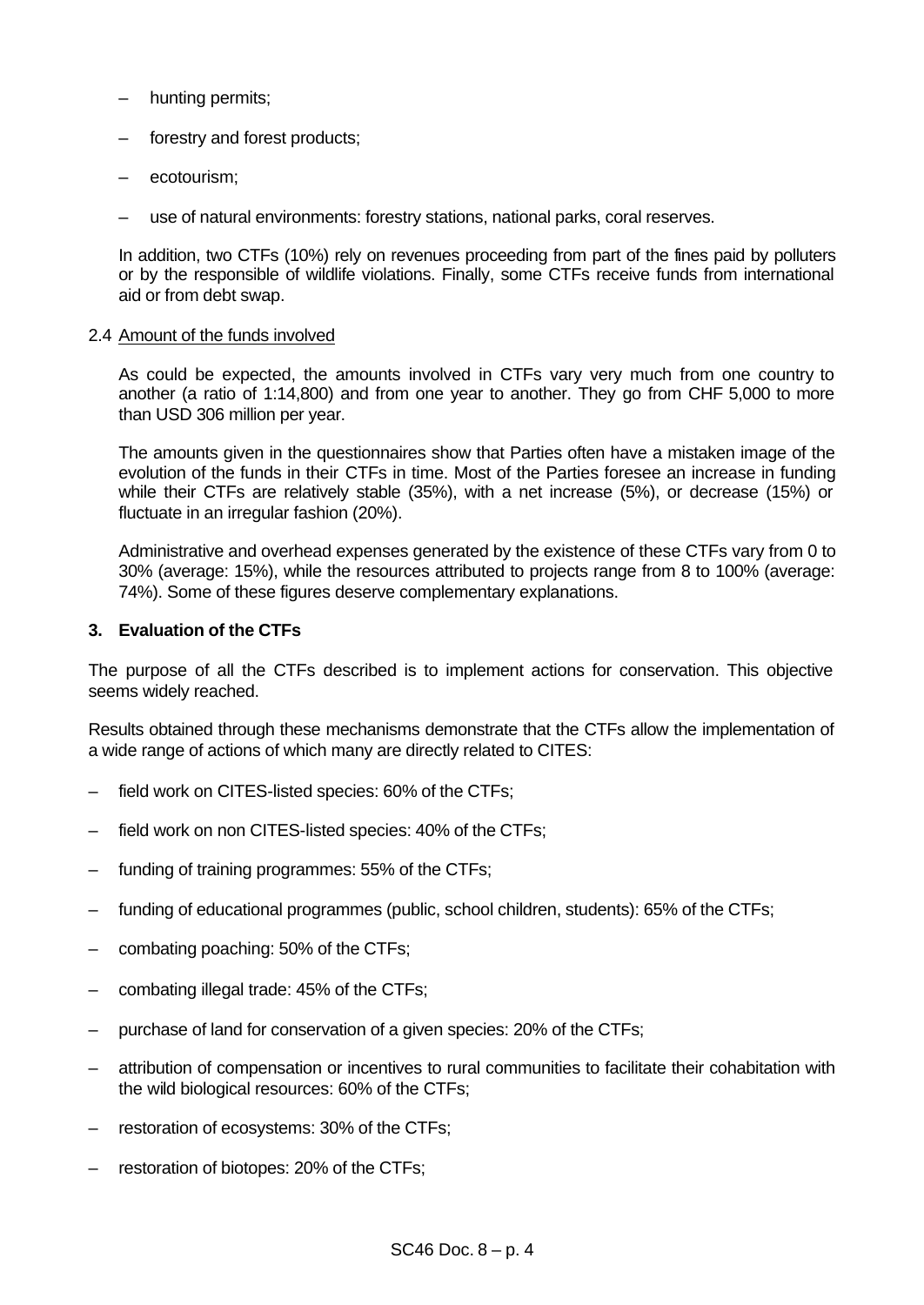- hunting permits;
- forestry and forest products;
- ecotourism;
- use of natural environments: forestry stations, national parks, coral reserves.

In addition, two CTFs (10%) rely on revenues proceeding from part of the fines paid by polluters or by the responsible of wildlife violations. Finally, some CTFs receive funds from international aid or from debt swap.

2.4 Amount of the funds involved

As could be expected, the amounts involved in CTFs vary very much from one country to another (a ratio of 1:14,800) and from one year to another. They go from CHF 5,000 to more than USD 306 million per year.

The amounts given in the questionnaires show that Parties often have a mistaken image of the evolution of the funds in their CTFs in time. Most of the Parties foresee an increase in funding while their CTFs are relatively stable (35%), with a net increase (5%), or decrease (15%) or fluctuate in an irregular fashion (20%).

Administrative and overhead expenses generated by the existence of these CTFs vary from 0 to 30% (average: 15%), while the resources attributed to projects range from 8 to 100% (average: 74%). Some of these figures deserve complementary explanations.

## 3. Evaluation of the CTFs

The purpose of all the CTFs described is to implement actions for conservation. This objective seems widely reached.

Results obtained through these mechanisms demonstrate that the CTFs allow the implementation of a wide range of actions of which many are directly related to CITES:

- field work on CITES-listed species: 60% of the CTFs;
- field work on non CITES-listed species: 40% of the CTFs;
- funding of training programmes: 55% of the CTFs;
- funding of educational programmes (public, school children, students): 65% of the CTFs;
- combating poaching: 50% of the CTFs;
- combating illegal trade: 45% of the CTFs;
- purchase of land for conservation of a given species: 20% of the CTFs;
- attribution of compensation or incentives to rural communities to facilitate their cohabitation with the wild biological resources: 60% of the CTFs;
- restoration of ecosystems: 30% of the CTFs;
- restoration of biotopes: 20% of the CTFs;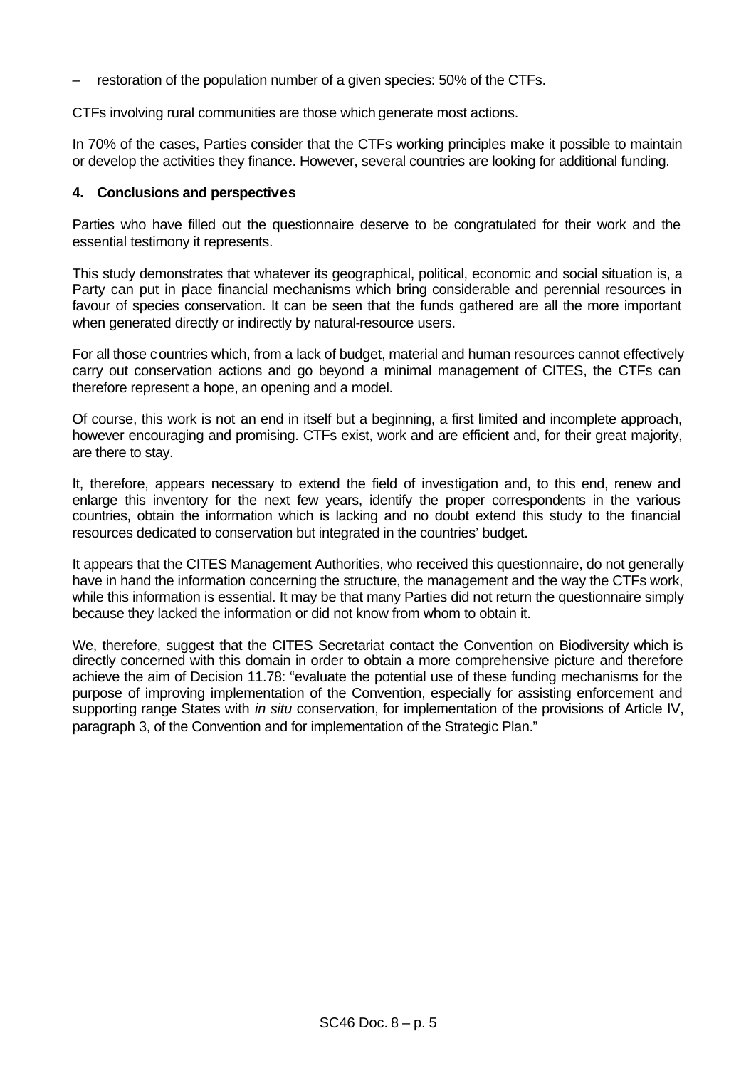– restoration of the population number of a given species: 50% of the CTFs.

CTFs involving rural communities are those which generate most actions.

In 70% of the cases, Parties consider that the CTFs working principles make it possible to maintain or develop the activities they finance. However, several countries are looking for additional funding.

## 4. Conclusions and perspectives

Parties who have filled out the questionnaire deserve to be congratulated for their work and the essential testimony it represents.

This study demonstrates that whatever its geographical, political, economic and social situation is, a Party can put in place financial mechanisms which bring considerable and perennial resources in favour of species conservation. It can be seen that the funds gathered are all the more important when generated directly or indirectly by natural-resource users.

For all those countries which, from a lack of budget, material and human resources cannot effectively carry out conservation actions and go beyond a minimal management of CITES, the CTFs can therefore represent a hope, an opening and a model.

Of course, this work is not an end in itself but a beginning, a first limited and incomplete approach, however encouraging and promising. CTFs exist, work and are efficient and, for their great majority, are there to stay.

It, therefore, appears necessary to extend the field of investigation and, to this end, renew and enlarge this inventory for the next few years, identify the proper correspondents in the various countries, obtain the information which is lacking and no doubt extend this study to the financial resources dedicated to conservation but integrated in the countries' budget.

It appears that the CITES Management Authorities, who received this questionnaire, do not generally have in hand the information concerning the structure, the management and the way the CTFs work, while this information is essential. It may be that many Parties did not return the questionnaire simply because they lacked the information or did not know from whom to obtain it.

We, therefore, suggest that the CITES Secretariat contact the Convention on Biodiversity which is directly concerned with this domain in order to obtain a more comprehensive picture and therefore achieve the aim of Decision 11.78: "evaluate the potential use of these funding mechanisms for the purpose of improving implementation of the Convention, especially for assisting enforcement and supporting range States with *in situ* conservation, for implementation of the provisions of Article IV, paragraph 3, of the Convention and for implementation of the Strategic Plan."